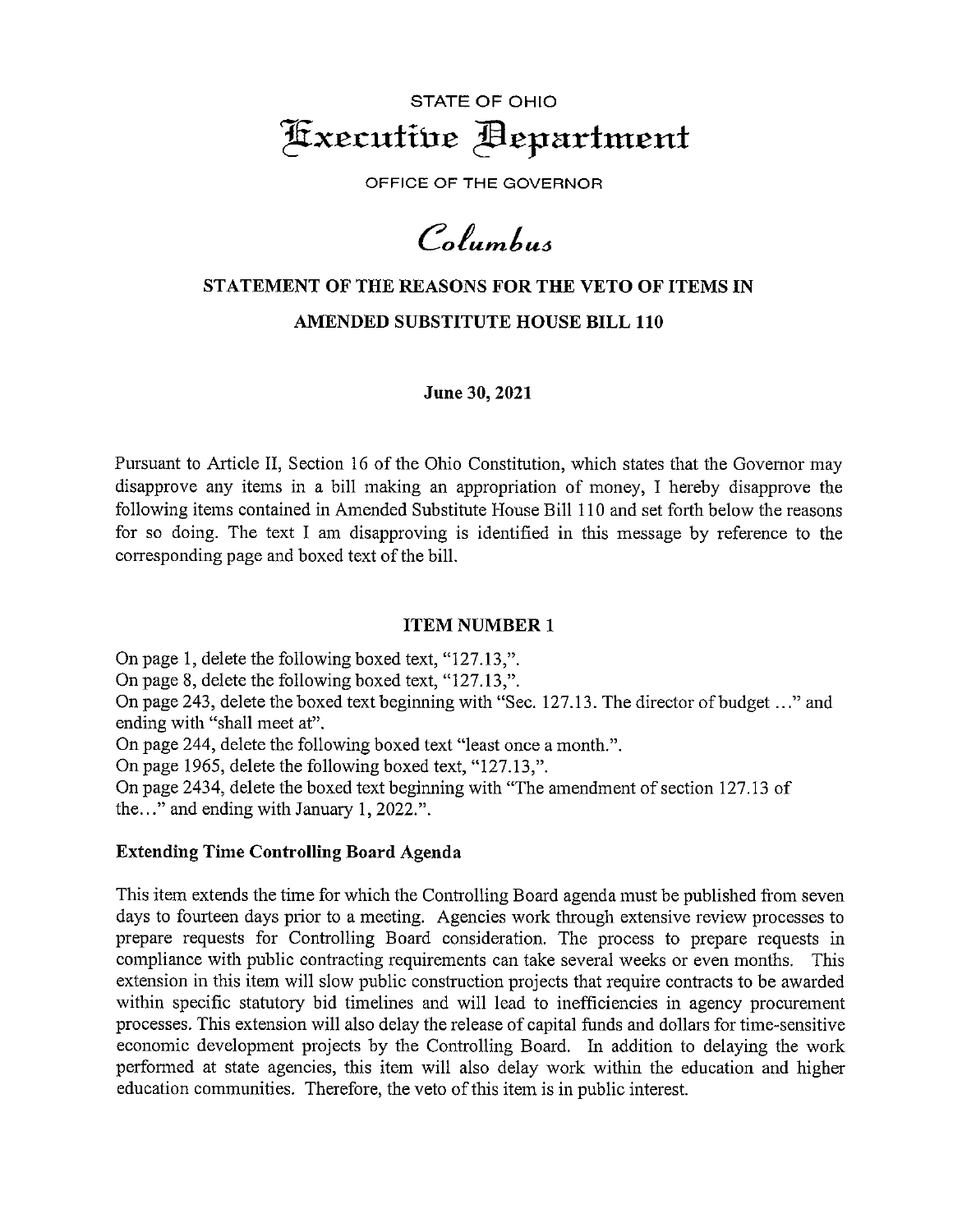STATE OF OHIO

# Executive Department

OFFICE OF THE GOVERNOR

*Columbus*

## STATEMENT OF THE REASONS FOR THE VETO OF ITEMS IN AMENDED SUBSTITUTE HOUSE BILL 110

**June 30, 2021**

Pursuant to Article II, Section 16 of the Ohio Constitution, which states that the Governor may disapprove any items in a bill making an appropriation of money, I hereby disapprove the following items contained in Amended Substitute House Bill 110 and set forth below the reasons for so doing. The text I am disapproving is identified in this message by reference to the corresponding page and boxed text of the bill.

### ITEM NUMBER 1

On page 1, delete the following boxed text, "127.13,".
On page 8, delete the following boxed text, "127.13,".
On page 243, delete the boxed text beginning with "Sec. 127.13. The director of budget ..." and ending with "shall meet at".
On page 244, delete the following boxed text "least once a month.".
On page 1965, delete the following boxed text, "127.13,".
On page 2434, delete the boxed text beginning with "The amendment of section 127.13 of the..." and ending with January 1, 2022.".

**Extending Time Controlling Board Agenda**

This item extends the time for which the Controlling Board agenda must be published from seven days to fourteen days prior to a meeting. Agencies work through extensive review processes to prepare requests for Controlling Board consideration. The process to prepare requests in compliance with public contracting requirements can take several weeks or even months. This extension in this item will slow public construction projects that require contracts to be awarded within specific statutory bid timelines and will lead to inefficiencies in agency procurement processes. This extension will also delay the release of capital funds and dollars for time-sensitive economic development projects by the Controlling Board. In addition to delaying the work performed at state agencies, this item will also delay work within the education and higher education communities. Therefore, the veto of this item is in public interest.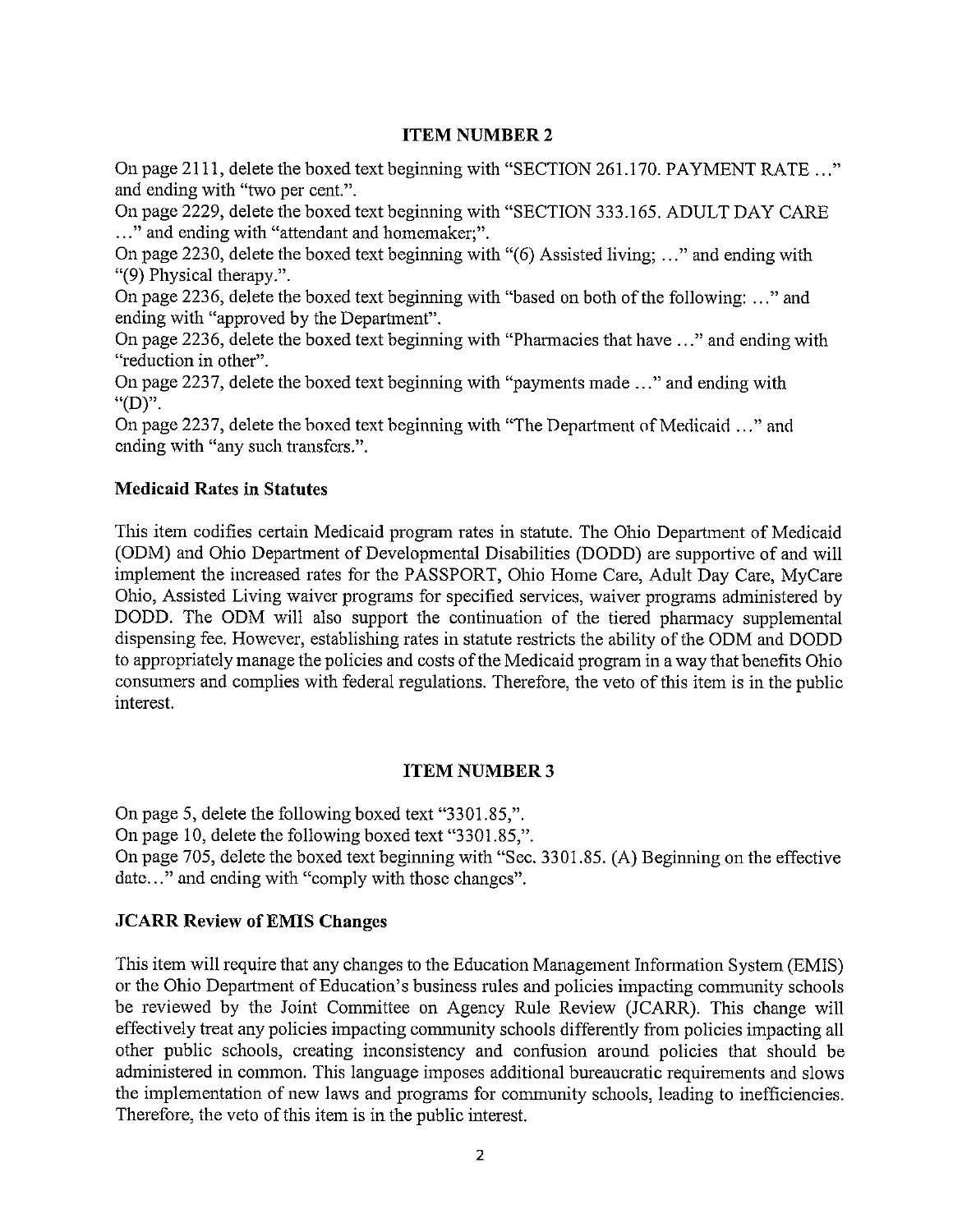## ITEM NUMBER 2

On page 2111, delete the boxed text beginning with "SECTION 261.170. PAYMENT RATE …" and ending with "two per cent.".

On page 2229, delete the boxed text beginning with "SECTION 333.165. ADULT DAY CARE …" and ending with "attendant and homemaker;".

On page 2230, delete the boxed text beginning with "(6) Assisted living; …" and ending with "(9) Physical therapy.".

On page 2236, delete the boxed text beginning with "based on both of the following: …" and ending with "approved by the Department".

On page 2236, delete the boxed text beginning with "Pharmacies that have …" and ending with "reduction in other".

On page 2237, delete the boxed text beginning with "payments made …" and ending with "(D)".

On page 2237, delete the boxed text beginning with "The Department of Medicaid …" and ending with "any such transfers.".

### Medicaid Rates in Statutes

This item codifies certain Medicaid program rates in statute. The Ohio Department of Medicaid (ODM) and Ohio Department of Developmental Disabilities (DODD) are supportive of and will implement the increased rates for the PASSPORT, Ohio Home Care, Adult Day Care, MyCare Ohio, Assisted Living waiver programs for specified services, waiver programs administered by DODD. The ODM will also support the continuation of the tiered pharmacy supplemental dispensing fee. However, establishing rates in statute restricts the ability of the ODM and DODD to appropriately manage the policies and costs of the Medicaid program in a way that benefits Ohio consumers and complies with federal regulations. Therefore, the veto of this item is in the public interest.

## ITEM NUMBER 3

On page 5, delete the following boxed text "3301.85,".

On page 10, delete the following boxed text "3301.85,".

On page 705, delete the boxed text beginning with "Sec. 3301.85. (A) Beginning on the effective date…" and ending with "comply with those changes".

### JCARR Review of EMIS Changes

This item will require that any changes to the Education Management Information System (EMIS) or the Ohio Department of Education's business rules and policies impacting community schools be reviewed by the Joint Committee on Agency Rule Review (JCARR). This change will effectively treat any policies impacting community schools differently from policies impacting all other public schools, creating inconsistency and confusion around policies that should be administered in common. This language imposes additional bureaucratic requirements and slows the implementation of new laws and programs for community schools, leading to inefficiencies. Therefore, the veto of this item is in the public interest.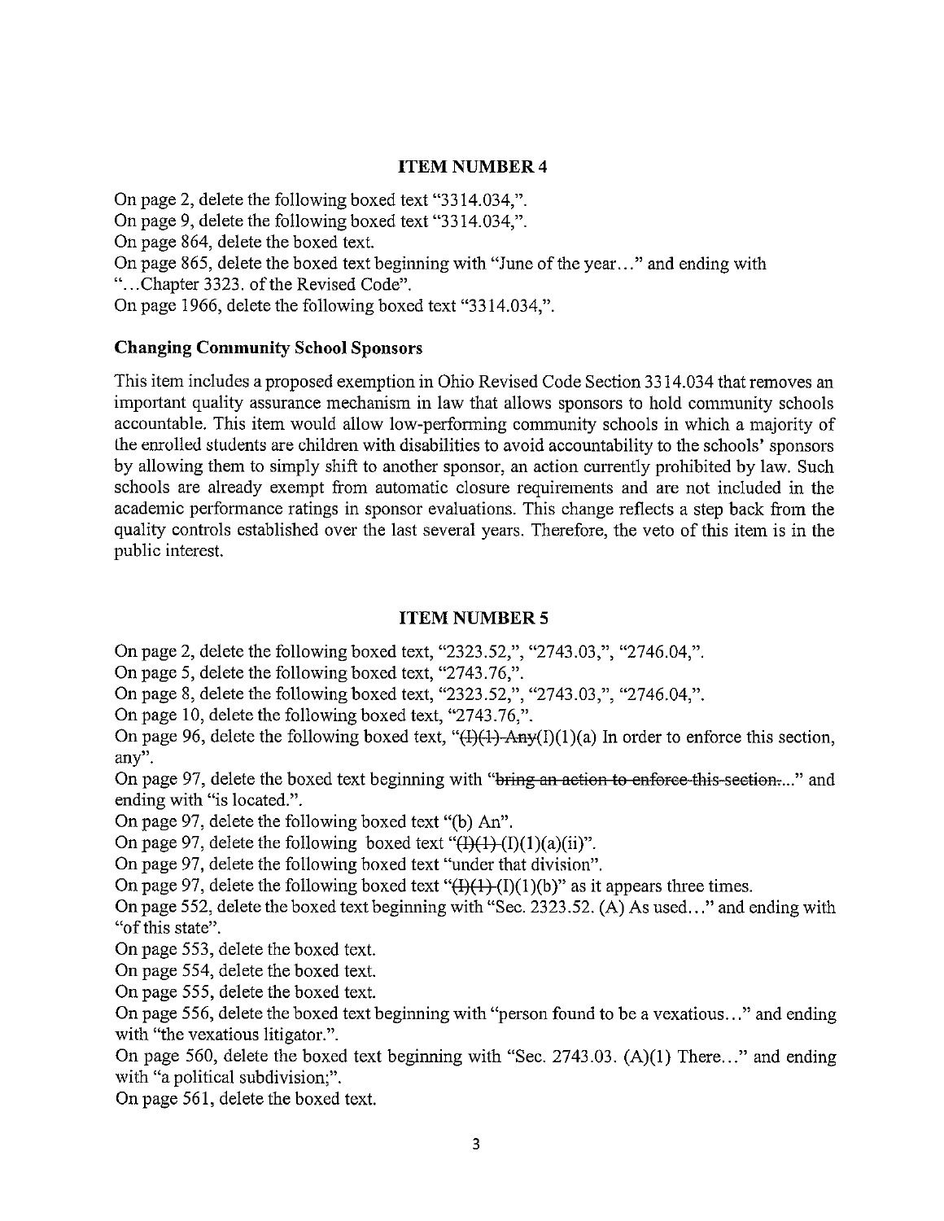## ITEM NUMBER 4

On page 2, delete the following boxed text "3314.034,".
On page 9, delete the following boxed text "3314.034,".
On page 864, delete the boxed text.
On page 865, delete the boxed text beginning with "June of the year…" and ending with "…Chapter 3323. of the Revised Code".
On page 1966, delete the following boxed text "3314.034,".

### Changing Community School Sponsors

This item includes a proposed exemption in Ohio Revised Code Section 3314.034 that removes an important quality assurance mechanism in law that allows sponsors to hold community schools accountable. This item would allow low-performing community schools in which a majority of the enrolled students are children with disabilities to avoid accountability to the schools' sponsors by allowing them to simply shift to another sponsor, an action currently prohibited by law. Such schools are already exempt from automatic closure requirements and are not included in the academic performance ratings in sponsor evaluations. This change reflects a step back from the quality controls established over the last several years. Therefore, the veto of this item is in the public interest.

## ITEM NUMBER 5

On page 2, delete the following boxed text, "2323.52,", "2743.03,", "2746.04,".
On page 5, delete the following boxed text, "2743.76,".
On page 8, delete the following boxed text, "2323.52,", "2743.03,", "2746.04,".
On page 10, delete the following boxed text, "2743.76,".
On page 96, delete the following boxed text, "~~(I)(1) Any~~(I)(1)(a) In order to enforce this section, any".
On page 97, delete the boxed text beginning with "~~bring an action to enforce this section.~~…" and ending with "is located.".
On page 97, delete the following boxed text "(b) An".
On page 97, delete the following boxed text "~~(I)(1)~~ (I)(1)(a)(ii)".
On page 97, delete the following boxed text "under that division".
On page 97, delete the following boxed text "~~(I)(1)~~ (I)(1)(b)" as it appears three times.
On page 552, delete the boxed text beginning with "Sec. 2323.52. (A) As used…" and ending with "of this state".
On page 553, delete the boxed text.
On page 554, delete the boxed text.
On page 555, delete the boxed text.
On page 556, delete the boxed text beginning with "person found to be a vexatious…" and ending with "the vexatious litigator.".
On page 560, delete the boxed text beginning with "Sec. 2743.03. (A)(1) There…" and ending with "a political subdivision;".
On page 561, delete the boxed text.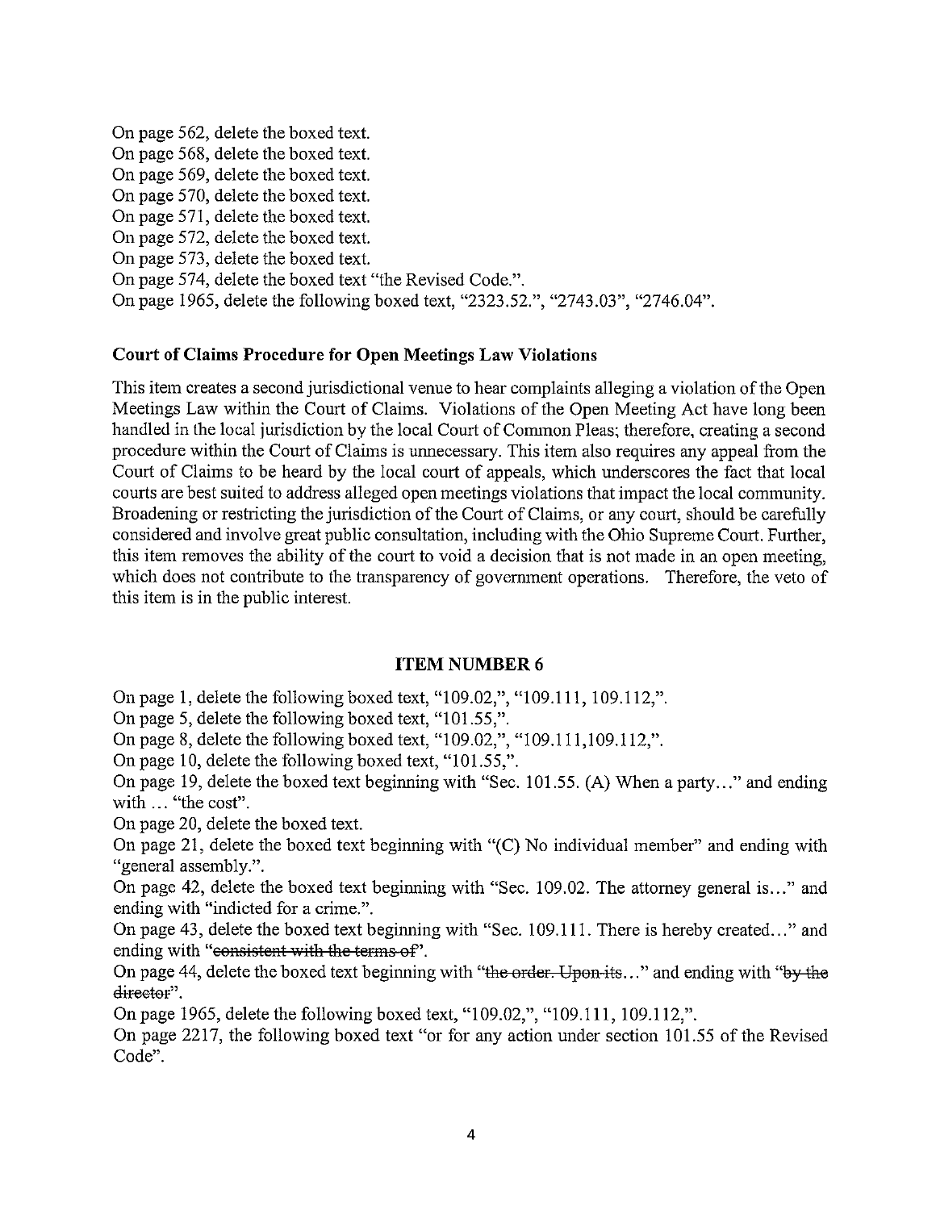On page 562, delete the boxed text.
On page 568, delete the boxed text.
On page 569, delete the boxed text.
On page 570, delete the boxed text.
On page 571, delete the boxed text.
On page 572, delete the boxed text.
On page 573, delete the boxed text.
On page 574, delete the boxed text "the Revised Code.".
On page 1965, delete the following boxed text, "2323.52.", "2743.03", "2746.04".

**Court of Claims Procedure for Open Meetings Law Violations**

This item creates a second jurisdictional venue to hear complaints alleging a violation of the Open Meetings Law within the Court of Claims. Violations of the Open Meeting Act have long been handled in the local jurisdiction by the local Court of Common Pleas; therefore, creating a second procedure within the Court of Claims is unnecessary. This item also requires any appeal from the Court of Claims to be heard by the local court of appeals, which underscores the fact that local courts are best suited to address alleged open meetings violations that impact the local community. Broadening or restricting the jurisdiction of the Court of Claims, or any court, should be carefully considered and involve great public consultation, including with the Ohio Supreme Court. Further, this item removes the ability of the court to void a decision that is not made in an open meeting, which does not contribute to the transparency of government operations. Therefore, the veto of this item is in the public interest.

## ITEM NUMBER 6

On page 1, delete the following boxed text, "109.02,", "109.111, 109.112,".
On page 5, delete the following boxed text, "101.55,".
On page 8, delete the following boxed text, "109.02,", "109.111,109.112,".
On page 10, delete the following boxed text, "101.55,".
On page 19, delete the boxed text beginning with "Sec. 101.55. (A) When a party..." and ending with ... "the cost".
On page 20, delete the boxed text.
On page 21, delete the boxed text beginning with "(C) No individual member" and ending with "general assembly.".
On page 42, delete the boxed text beginning with "Sec. 109.02. The attorney general is..." and ending with "indicted for a crime.".
On page 43, delete the boxed text beginning with "Sec. 109.111. There is hereby created..." and ending with "~~consistent with the terms of~~".
On page 44, delete the boxed text beginning with "~~the order. Upon its~~..." and ending with "~~by the director~~".
On page 1965, delete the following boxed text, "109.02,", "109.111, 109.112,".
On page 2217, the following boxed text "or for any action under section 101.55 of the Revised Code".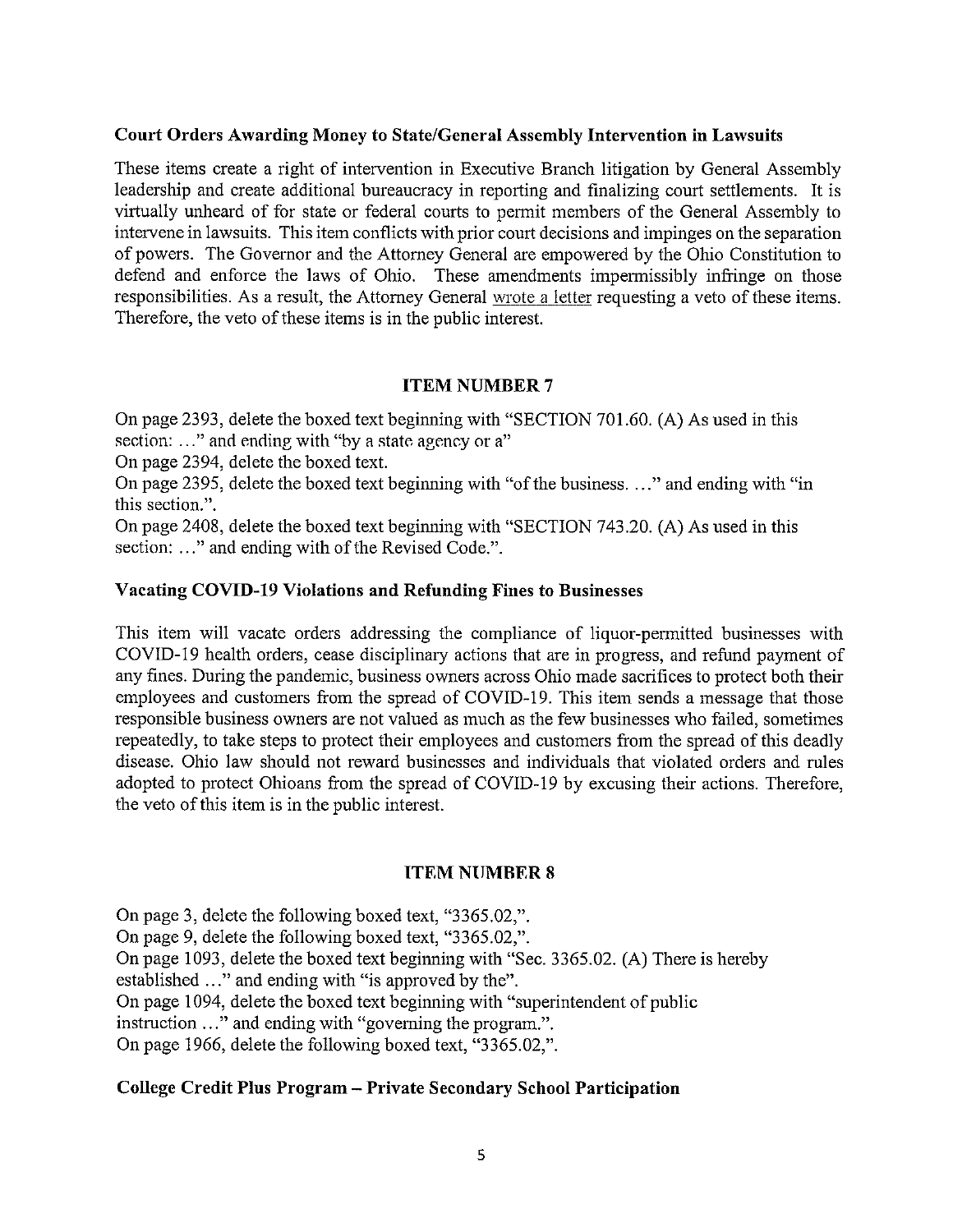**Court Orders Awarding Money to State/General Assembly Intervention in Lawsuits**

These items create a right of intervention in Executive Branch litigation by General Assembly leadership and create additional bureaucracy in reporting and finalizing court settlements. It is virtually unheard of for state or federal courts to permit members of the General Assembly to intervene in lawsuits. This item conflicts with prior court decisions and impinges on the separation of powers. The Governor and the Attorney General are empowered by the Ohio Constitution to defend and enforce the laws of Ohio. These amendments impermissibly infringe on those responsibilities. As a result, the Attorney General wrote a letter requesting a veto of these items. Therefore, the veto of these items is in the public interest.

### ITEM NUMBER 7

On page 2393, delete the boxed text beginning with "SECTION 701.60. (A) As used in this section: …" and ending with "by a state agency or a"

On page 2394, delete the boxed text.

On page 2395, delete the boxed text beginning with "of the business. …" and ending with "in this section.".

On page 2408, delete the boxed text beginning with "SECTION 743.20. (A) As used in this section: …" and ending with of the Revised Code.".

**Vacating COVID-19 Violations and Refunding Fines to Businesses**

This item will vacate orders addressing the compliance of liquor-permitted businesses with COVID-19 health orders, cease disciplinary actions that are in progress, and refund payment of any fines. During the pandemic, business owners across Ohio made sacrifices to protect both their employees and customers from the spread of COVID-19. This item sends a message that those responsible business owners are not valued as much as the few businesses who failed, sometimes repeatedly, to take steps to protect their employees and customers from the spread of this deadly disease. Ohio law should not reward businesses and individuals that violated orders and rules adopted to protect Ohioans from the spread of COVID-19 by excusing their actions. Therefore, the veto of this item is in the public interest.

### ITEM NUMBER 8

On page 3, delete the following boxed text, "3365.02,".

On page 9, delete the following boxed text, "3365.02,".

On page 1093, delete the boxed text beginning with "Sec. 3365.02. (A) There is hereby established …" and ending with "is approved by the".

On page 1094, delete the boxed text beginning with "superintendent of public instruction …" and ending with "governing the program.".

On page 1966, delete the following boxed text, "3365.02,".

**College Credit Plus Program – Private Secondary School Participation**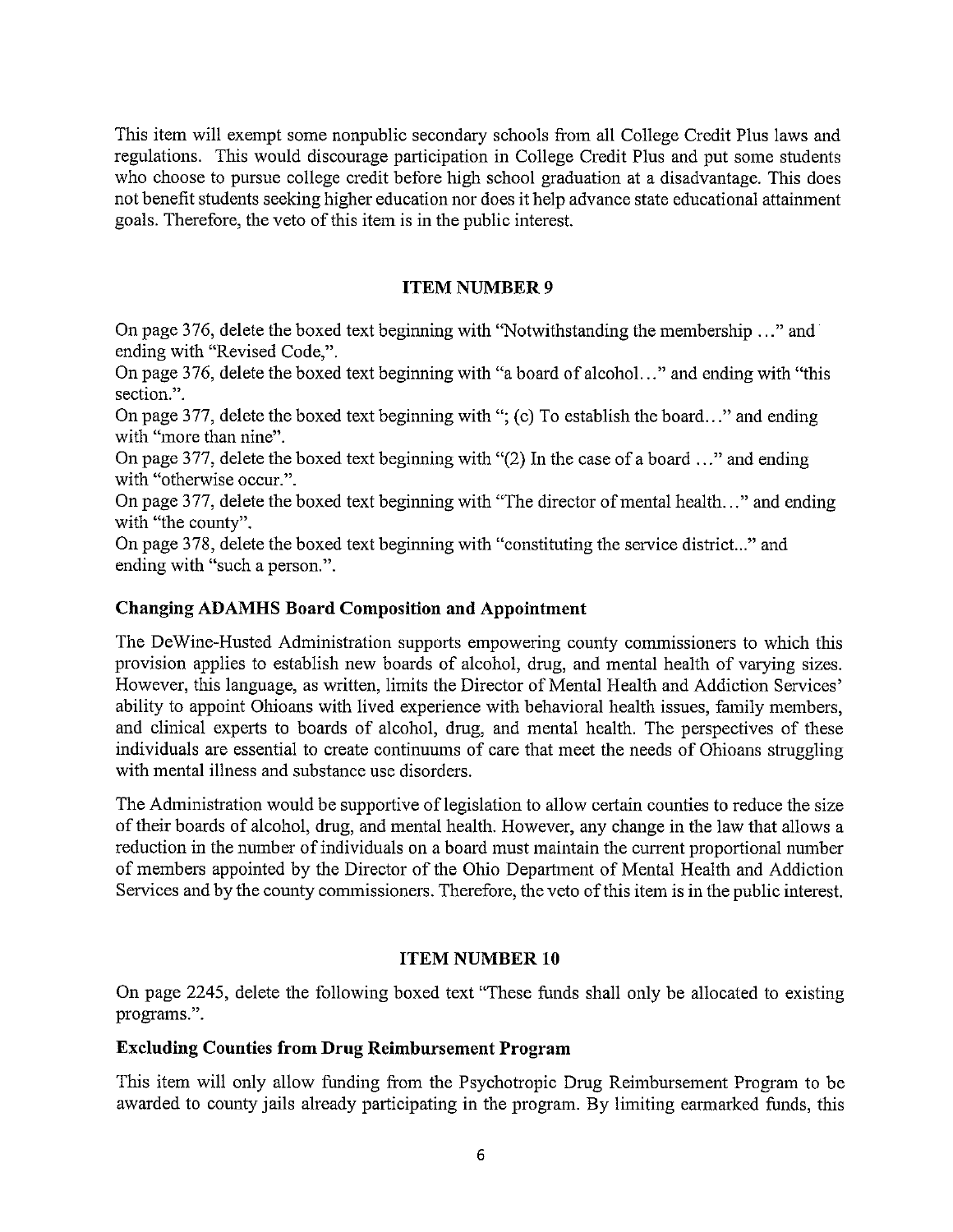This item will exempt some nonpublic secondary schools from all College Credit Plus laws and regulations. This would discourage participation in College Credit Plus and put some students who choose to pursue college credit before high school graduation at a disadvantage. This does not benefit students seeking higher education nor does it help advance state educational attainment goals. Therefore, the veto of this item is in the public interest.

## ITEM NUMBER 9

On page 376, delete the boxed text beginning with "Notwithstanding the membership …" and ending with "Revised Code,".

On page 376, delete the boxed text beginning with "a board of alcohol…" and ending with "this section.".

On page 377, delete the boxed text beginning with "; (c) To establish the board…" and ending with "more than nine".

On page 377, delete the boxed text beginning with "(2) In the case of a board …" and ending with "otherwise occur.".

On page 377, delete the boxed text beginning with "The director of mental health…" and ending with "the county".

On page 378, delete the boxed text beginning with "constituting the service district..." and ending with "such a person.".

### Changing ADAMHS Board Composition and Appointment

The DeWine-Husted Administration supports empowering county commissioners to which this provision applies to establish new boards of alcohol, drug, and mental health of varying sizes. However, this language, as written, limits the Director of Mental Health and Addiction Services' ability to appoint Ohioans with lived experience with behavioral health issues, family members, and clinical experts to boards of alcohol, drug, and mental health. The perspectives of these individuals are essential to create continuums of care that meet the needs of Ohioans struggling with mental illness and substance use disorders.

The Administration would be supportive of legislation to allow certain counties to reduce the size of their boards of alcohol, drug, and mental health. However, any change in the law that allows a reduction in the number of individuals on a board must maintain the current proportional number of members appointed by the Director of the Ohio Department of Mental Health and Addiction Services and by the county commissioners. Therefore, the veto of this item is in the public interest.

## ITEM NUMBER 10

On page 2245, delete the following boxed text "These funds shall only be allocated to existing programs.".

### Excluding Counties from Drug Reimbursement Program

This item will only allow funding from the Psychotropic Drug Reimbursement Program to be awarded to county jails already participating in the program. By limiting earmarked funds, this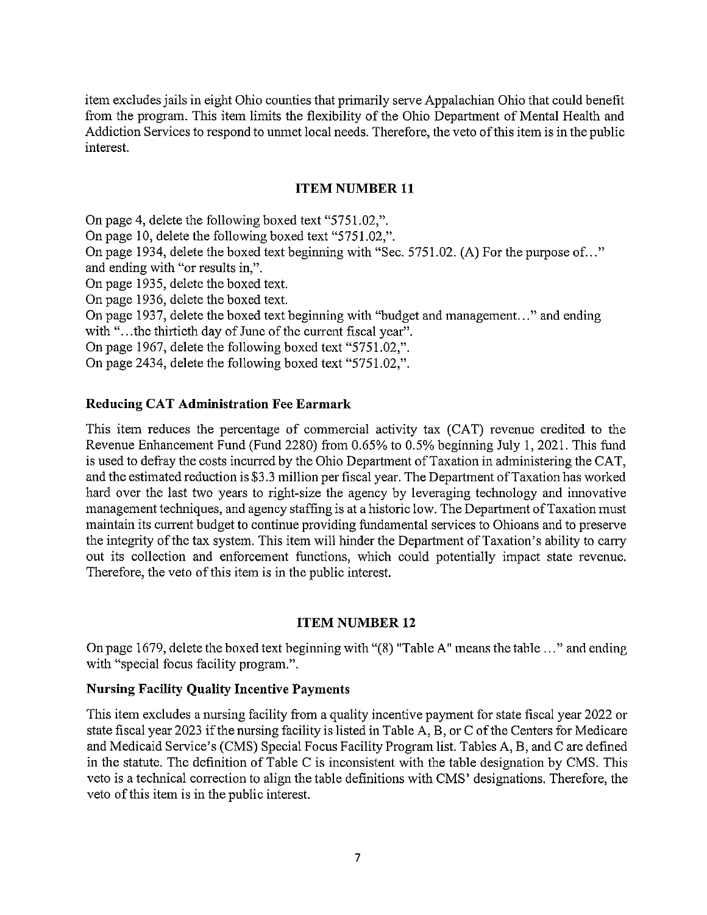item excludes jails in eight Ohio counties that primarily serve Appalachian Ohio that could benefit from the program. This item limits the flexibility of the Ohio Department of Mental Health and Addiction Services to respond to unmet local needs. Therefore, the veto of this item is in the public interest.

### ITEM NUMBER 11

On page 4, delete the following boxed text "5751.02,".
On page 10, delete the following boxed text "5751.02,".
On page 1934, delete the boxed text beginning with "Sec. 5751.02. (A) For the purpose of…" and ending with "or results in,".
On page 1935, delete the boxed text.
On page 1936, delete the boxed text.
On page 1937, delete the boxed text beginning with "budget and management…" and ending with "…the thirtieth day of June of the current fiscal year".
On page 1967, delete the following boxed text "5751.02,".
On page 2434, delete the following boxed text "5751.02,".

**Reducing CAT Administration Fee Earmark**

This item reduces the percentage of commercial activity tax (CAT) revenue credited to the Revenue Enhancement Fund (Fund 2280) from 0.65% to 0.5% beginning July 1, 2021. This fund is used to defray the costs incurred by the Ohio Department of Taxation in administering the CAT, and the estimated reduction is $3.3 million per fiscal year. The Department of Taxation has worked hard over the last two years to right-size the agency by leveraging technology and innovative management techniques, and agency staffing is at a historic low. The Department of Taxation must maintain its current budget to continue providing fundamental services to Ohioans and to preserve the integrity of the tax system. This item will hinder the Department of Taxation's ability to carry out its collection and enforcement functions, which could potentially impact state revenue. Therefore, the veto of this item is in the public interest.

### ITEM NUMBER 12

On page 1679, delete the boxed text beginning with "(8) "Table A" means the table …" and ending with "special focus facility program.".

**Nursing Facility Quality Incentive Payments**

This item excludes a nursing facility from a quality incentive payment for state fiscal year 2022 or state fiscal year 2023 if the nursing facility is listed in Table A, B, or C of the Centers for Medicare and Medicaid Service's (CMS) Special Focus Facility Program list. Tables A, B, and C are defined in the statute. The definition of Table C is inconsistent with the table designation by CMS. This veto is a technical correction to align the table definitions with CMS' designations. Therefore, the veto of this item is in the public interest.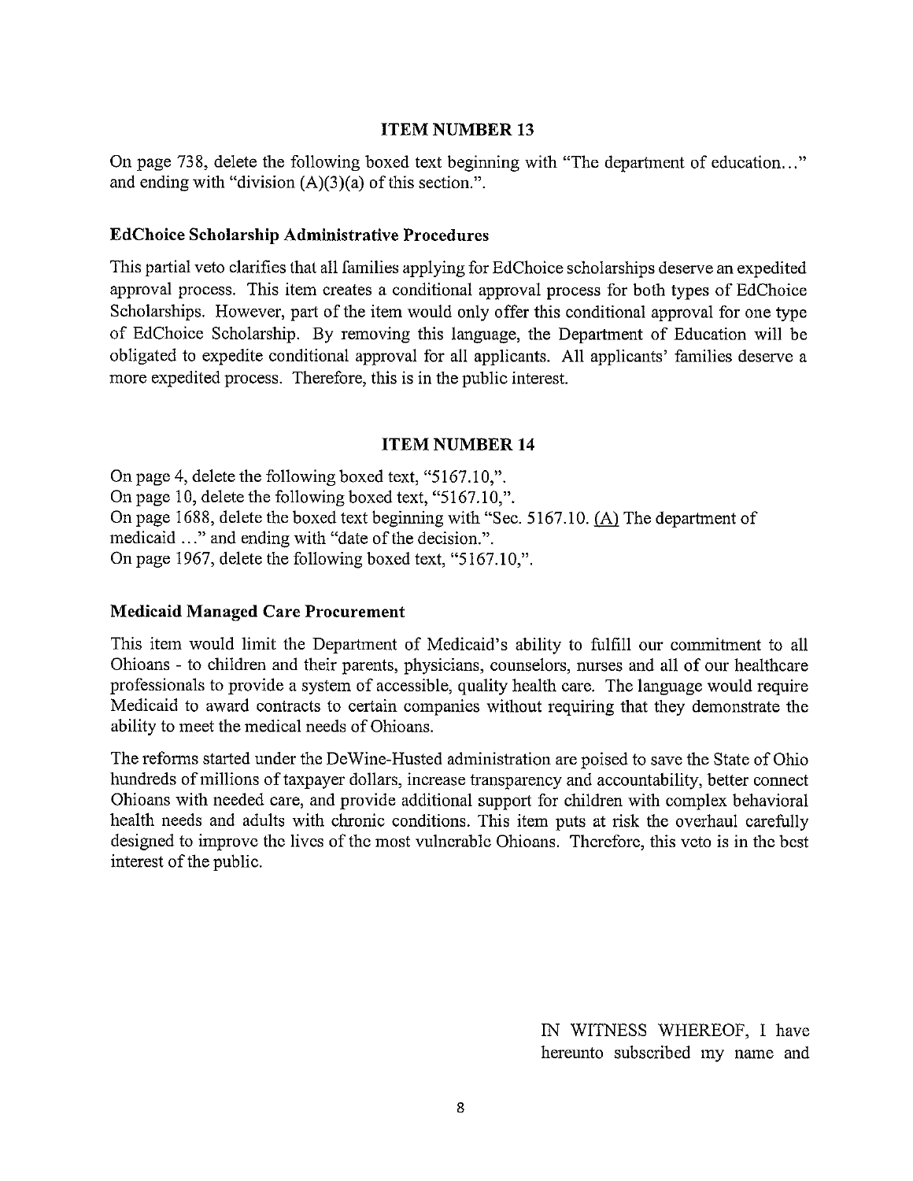## ITEM NUMBER 13

On page 738, delete the following boxed text beginning with "The department of education..." and ending with "division (A)(3)(a) of this section.".

### EdChoice Scholarship Administrative Procedures

This partial veto clarifies that all families applying for EdChoice scholarships deserve an expedited approval process. This item creates a conditional approval process for both types of EdChoice Scholarships. However, part of the item would only offer this conditional approval for one type of EdChoice Scholarship. By removing this language, the Department of Education will be obligated to expedite conditional approval for all applicants. All applicants' families deserve a more expedited process. Therefore, this is in the public interest.

## ITEM NUMBER 14

On page 4, delete the following boxed text, "5167.10,".
On page 10, delete the following boxed text, "5167.10,".
On page 1688, delete the boxed text beginning with "Sec. 5167.10. (A) The department of medicaid ..." and ending with "date of the decision.".
On page 1967, delete the following boxed text, "5167.10,".

### Medicaid Managed Care Procurement

This item would limit the Department of Medicaid's ability to fulfill our commitment to all Ohioans - to children and their parents, physicians, counselors, nurses and all of our healthcare professionals to provide a system of accessible, quality health care. The language would require Medicaid to award contracts to certain companies without requiring that they demonstrate the ability to meet the medical needs of Ohioans.

The reforms started under the DeWine-Husted administration are poised to save the State of Ohio hundreds of millions of taxpayer dollars, increase transparency and accountability, better connect Ohioans with needed care, and provide additional support for children with complex behavioral health needs and adults with chronic conditions. This item puts at risk the overhaul carefully designed to improve the lives of the most vulnerable Ohioans. Therefore, this veto is in the best interest of the public.

IN WITNESS WHEREOF, I have hereunto subscribed my name and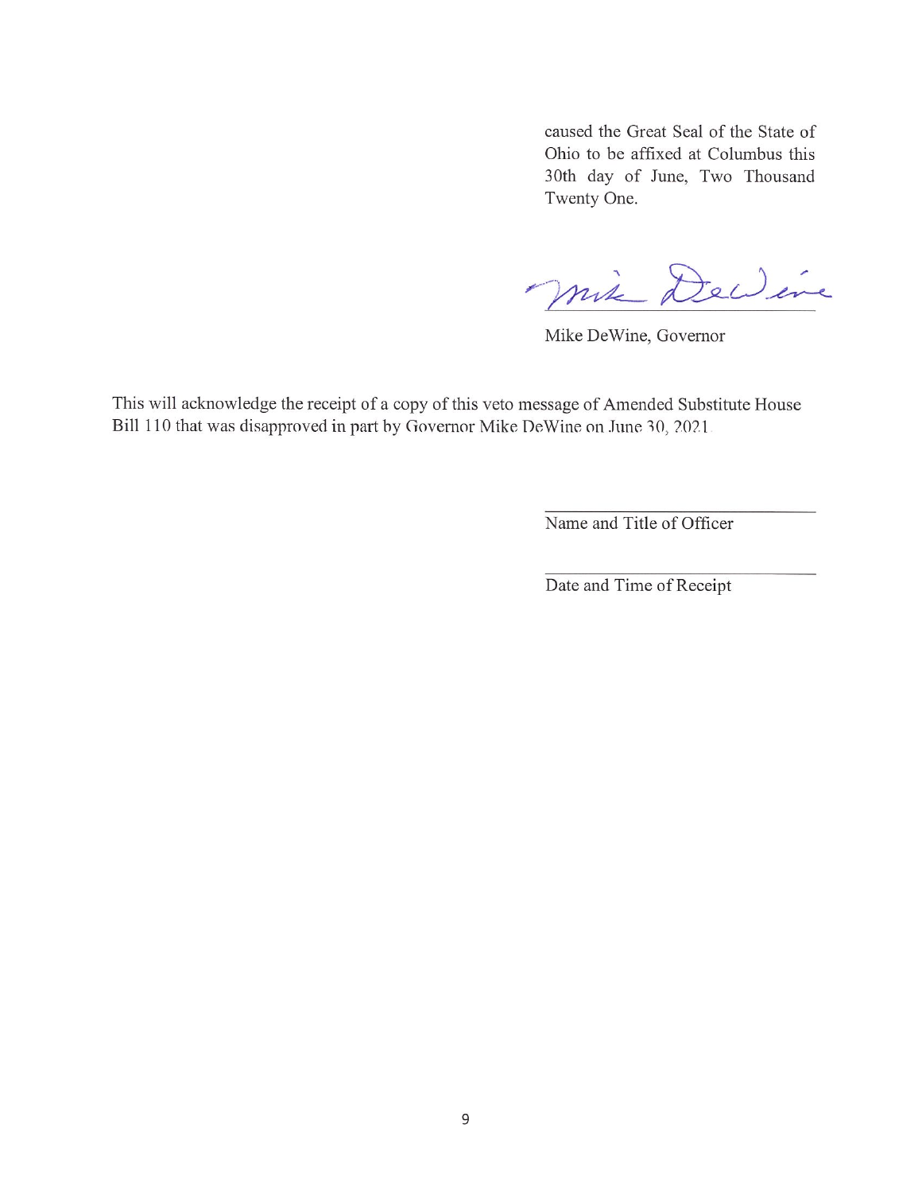caused the Great Seal of the State of Ohio to be affixed at Columbus this 30th day of June, Two Thousand Twenty One.

Mike DeWine, Governor

This will acknowledge the receipt of a copy of this veto message of Amended Substitute House Bill 110 that was disapproved in part by Governor Mike DeWine on June 30, 2021.

______________________________
Name and Title of Officer

______________________________
Date and Time of Receipt